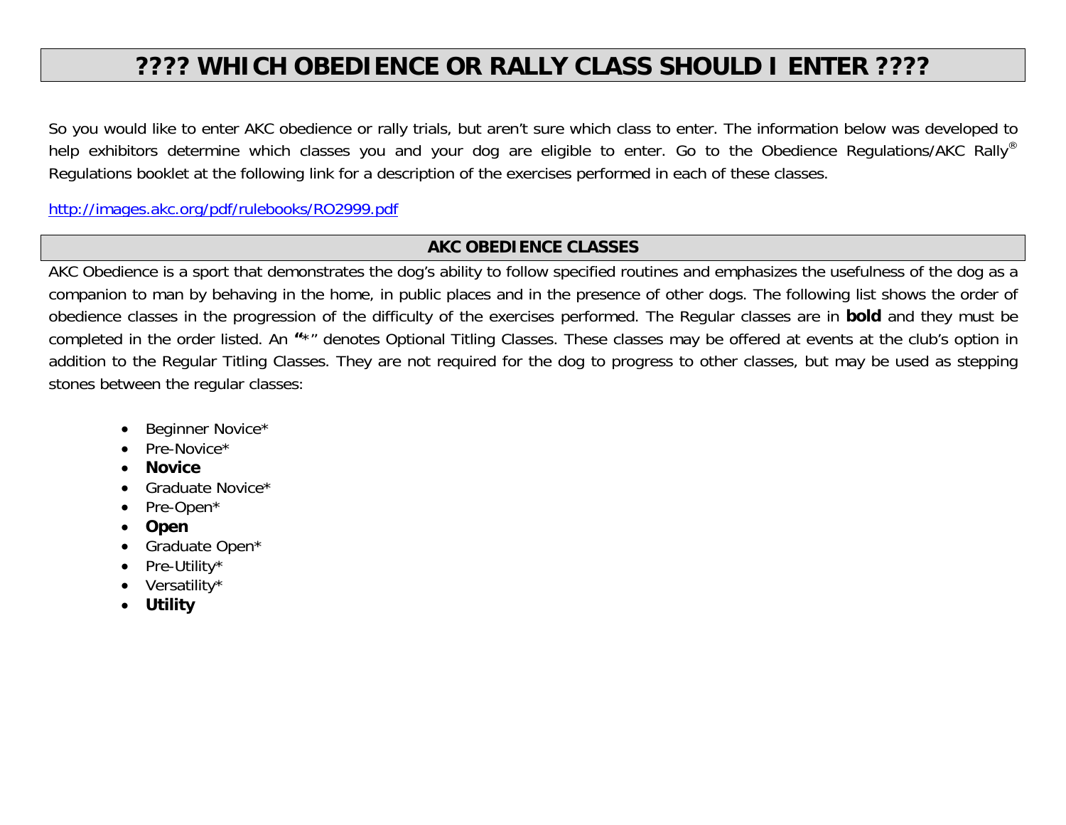# ???? WHICH OBEDIENCE OR RALLY CLASS SHOULD I ENTER ????

So you would like to enter AKC obedience or rally trials, but aren't sure which class to enter. The information below was developed to help exhibitors determine which classes you and your dog are eligible to enter. Go to the Obedience Regulations/AKC Rally® Regulations booklet at the following link for a description of the exercises performed in each of these classes.

http://images.akc.org/pdf/rulebooks/RO2999.pdf

## AKC OBEDIENCE CLASSES

AKC Obedience is a sport that demonstrates the dog's ability to follow specified routines and emphasizes the usefulness of the dog as a companion to man by behaving in the home, in public places and in the presence of other dogs. The following list shows the order of obedience classes in the progression of the difficulty of the exercises performed. The Regular classes are in **bold** and they must be completed in the order listed. An "*" denotes Optional Titling Classes. These classes may be offered at events at the club's option in addition to the Regular Titling Classes. They are not required for the dog to progress to other classes, but may be used as stepping stones between the regular classes:

- Beginner Novice*
- Pre-Novice*
- **Novice**
- Graduate Novice*
- Pre-Open*
- **Open**
- Graduate Open*
- Pre-Utility*
- Versatility*
- **Utility**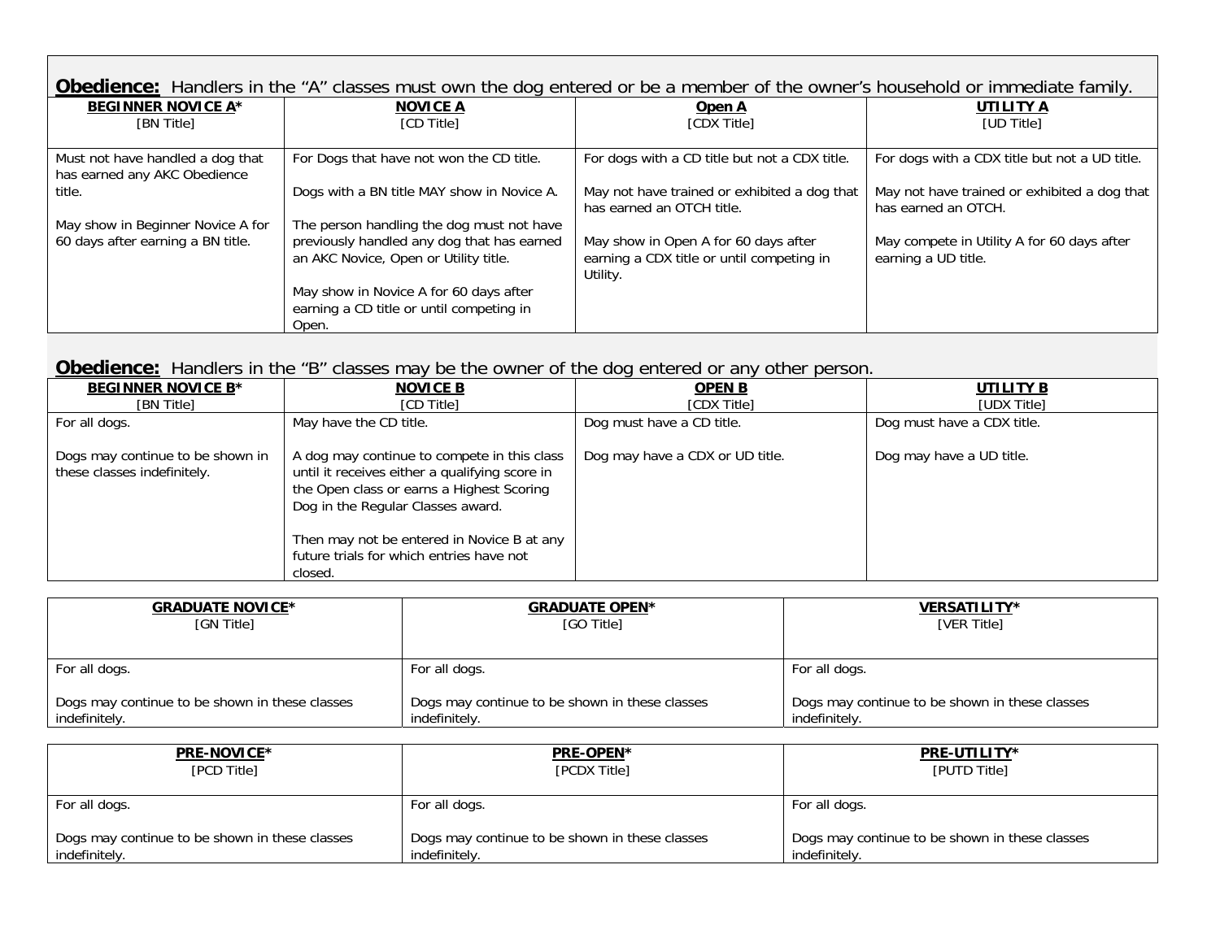**Obedience:** Handlers in the "A" classes must own the dog entered or be a member of the owner's household or immediate family.

| **BEGINNER NOVICE A*** [BN Title] | **NOVICE A** [CD Title] | **Open A** [CDX Title] | **UTILITY A** [UD Title] |
|---|---|---|---|
| Must not have handled a dog that has earned any AKC Obedience title.<br><br>May show in Beginner Novice A for 60 days after earning a BN title. | For Dogs that have not won the CD title.<br><br>Dogs with a BN title MAY show in Novice A.<br><br>The person handling the dog must not have previously handled any dog that has earned an AKC Novice, Open or Utility title.<br><br>May show in Novice A for 60 days after earning a CD title or until competing in Open. | For dogs with a CD title but not a CDX title.<br><br>May not have trained or exhibited a dog that has earned an OTCH title.<br><br>May show in Open A for 60 days after earning a CDX title or until competing in Utility. | For dogs with a CDX title but not a UD title.<br><br>May not have trained or exhibited a dog that has earned an OTCH.<br><br>May compete in Utility A for 60 days after earning a UD title. |

**Obedience:** Handlers in the "B" classes may be the owner of the dog entered or any other person.

| **BEGINNER NOVICE B*** [BN Title] | **NOVICE B** [CD Title] | **OPEN B** [CDX Title] | **UTILITY B** [UDX Title] |
|---|---|---|---|
| For all dogs.<br><br>Dogs may continue to be shown in these classes indefinitely. | May have the CD title.<br><br>A dog may continue to compete in this class until it receives either a qualifying score in the Open class or earns a Highest Scoring Dog in the Regular Classes award.<br><br>Then may not be entered in Novice B at any future trials for which entries have not closed. | Dog must have a CD title.<br><br>Dog may have a CDX or UD title. | Dog must have a CDX title.<br><br>Dog may have a UD title. |

| **GRADUATE NOVICE*** [GN Title] | **GRADUATE OPEN*** [GO Title] | **VERSATILITY*** [VER Title] |
|---|---|---|
| For all dogs.<br><br>Dogs may continue to be shown in these classes indefinitely. | For all dogs.<br><br>Dogs may continue to be shown in these classes indefinitely. | For all dogs.<br><br>Dogs may continue to be shown in these classes indefinitely. |

| **PRE-NOVICE*** [PCD Title] | **PRE-OPEN*** [PCDX Title] | **PRE-UTILITY*** [PUTD Title] |
|---|---|---|
| For all dogs.<br><br>Dogs may continue to be shown in these classes indefinitely. | For all dogs.<br><br>Dogs may continue to be shown in these classes indefinitely. | For all dogs.<br><br>Dogs may continue to be shown in these classes indefinitely. |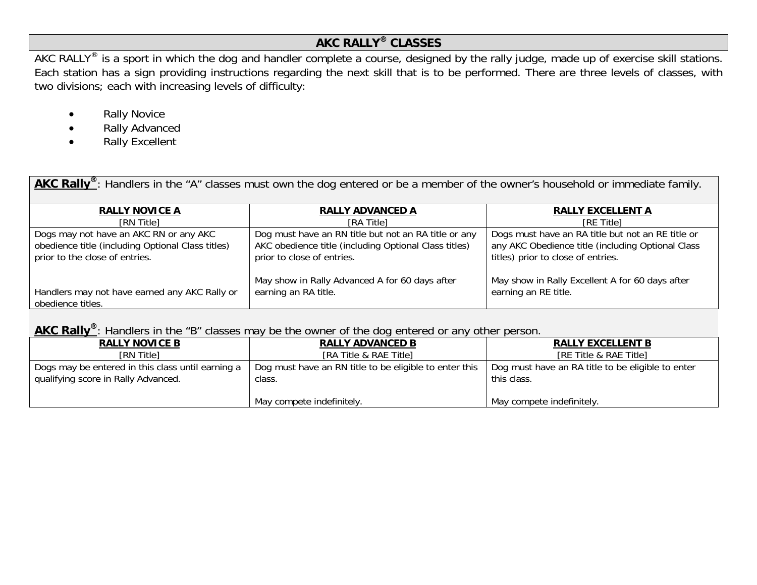## AKC RALLY® CLASSES

AKC RALLY® is a sport in which the dog and handler complete a course, designed by the rally judge, made up of exercise skill stations. Each station has a sign providing instructions regarding the next skill that is to be performed. There are three levels of classes, with two divisions; each with increasing levels of difficulty:

- Rally Novice
- Rally Advanced
- Rally Excellent

**AKC Rally®**: Handlers in the "A" classes must own the dog entered or be a member of the owner's household or immediate family.

| **RALLY NOVICE A**<br>[RN Title] | **RALLY ADVANCED A**<br>[RA Title] | **RALLY EXCELLENT A**<br>[RE Title] |
|---|---|---|
| Dogs may not have an AKC RN or any AKC obedience title (including Optional Class titles) prior to the close of entries.<br><br>Handlers may not have earned any AKC Rally or obedience titles. | Dog must have an RN title but not an RA title or any AKC obedience title (including Optional Class titles) prior to close of entries.<br><br>May show in Rally Advanced A for 60 days after earning an RA title. | Dogs must have an RA title but not an RE title or any AKC Obedience title (including Optional Class titles) prior to close of entries.<br><br>May show in Rally Excellent A for 60 days after earning an RE title. |

**AKC Rally®**: Handlers in the "B" classes may be the owner of the dog entered or any other person.

| **RALLY NOVICE B**<br>[RN Title] | **RALLY ADVANCED B**<br>[RA Title & RAE Title] | **RALLY EXCELLENT B**<br>[RE Title & RAE Title] |
|---|---|---|
| Dogs may be entered in this class until earning a qualifying score in Rally Advanced. | Dog must have an RN title to be eligible to enter this class.<br><br>May compete indefinitely. | Dog must have an RA title to be eligible to enter this class.<br><br>May compete indefinitely. |